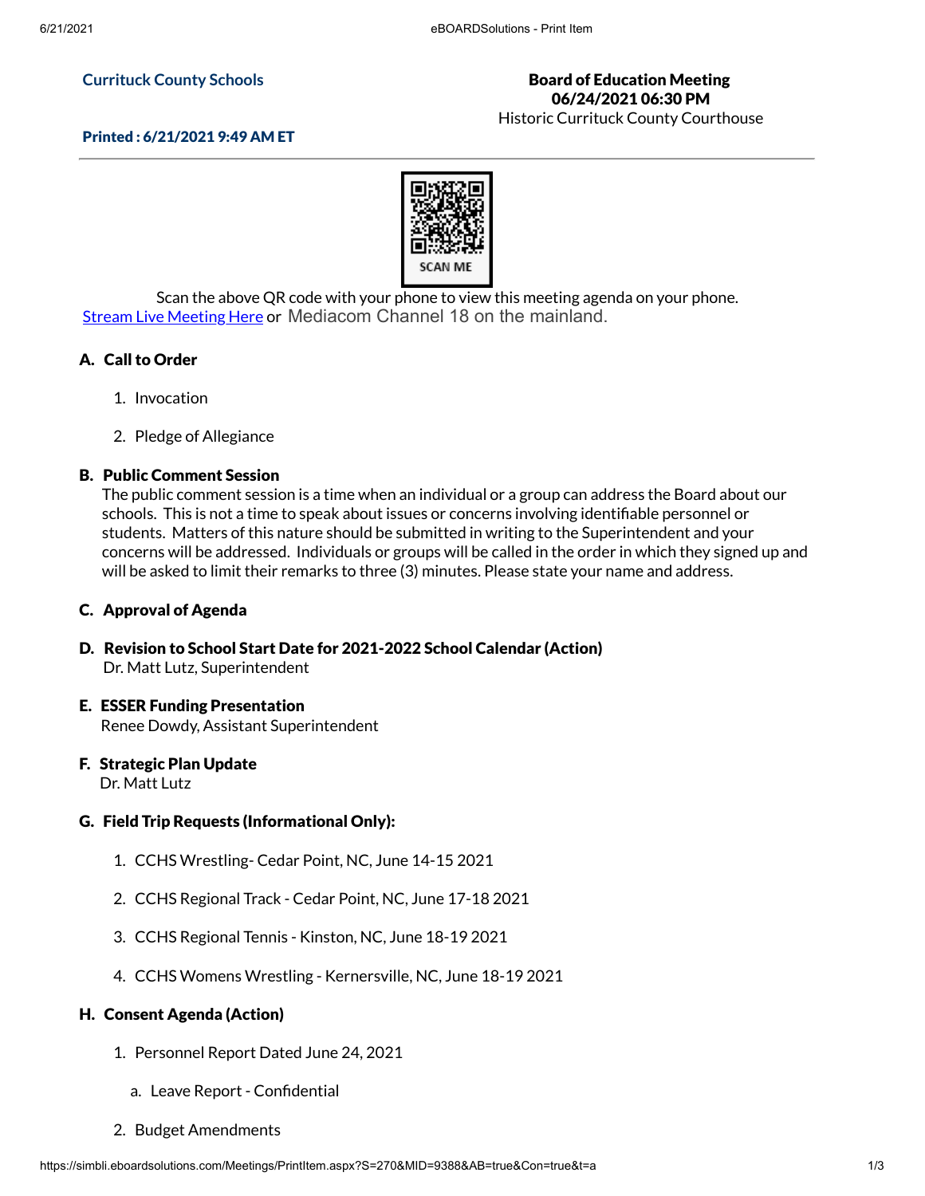**Currituck County Schools**

**Board of Education Meeting**
**06/24/2021 06:30 PM**
Historic Currituck County Courthouse

**Printed : 6/21/2021 9:49 AM ET**

SCAN ME

Scan the above QR code with your phone to view this meeting agenda on your phone.
Stream Live Meeting Here or Mediacom Channel 18 on the mainland.

### A. Call to Order

1. Invocation
2. Pledge of Allegiance

### B. Public Comment Session

The public comment session is a time when an individual or a group can address the Board about our schools. This is not a time to speak about issues or concerns involving identifiable personnel or students. Matters of this nature should be submitted in writing to the Superintendent and your concerns will be addressed. Individuals or groups will be called in the order in which they signed up and will be asked to limit their remarks to three (3) minutes. Please state your name and address.

### C. Approval of Agenda

### D. Revision to School Start Date for 2021-2022 School Calendar (Action)

Dr. Matt Lutz, Superintendent

### E. ESSER Funding Presentation

Renee Dowdy, Assistant Superintendent

### F. Strategic Plan Update

Dr. Matt Lutz

### G. Field Trip Requests (Informational Only):

1. CCHS Wrestling- Cedar Point, NC, June 14-15 2021
2. CCHS Regional Track - Cedar Point, NC, June 17-18 2021
3. CCHS Regional Tennis - Kinston, NC, June 18-19 2021
4. CCHS Womens Wrestling - Kernersville, NC, June 18-19 2021

### H. Consent Agenda (Action)

1. Personnel Report Dated June 24, 2021
   a. Leave Report - Confidential
2. Budget Amendments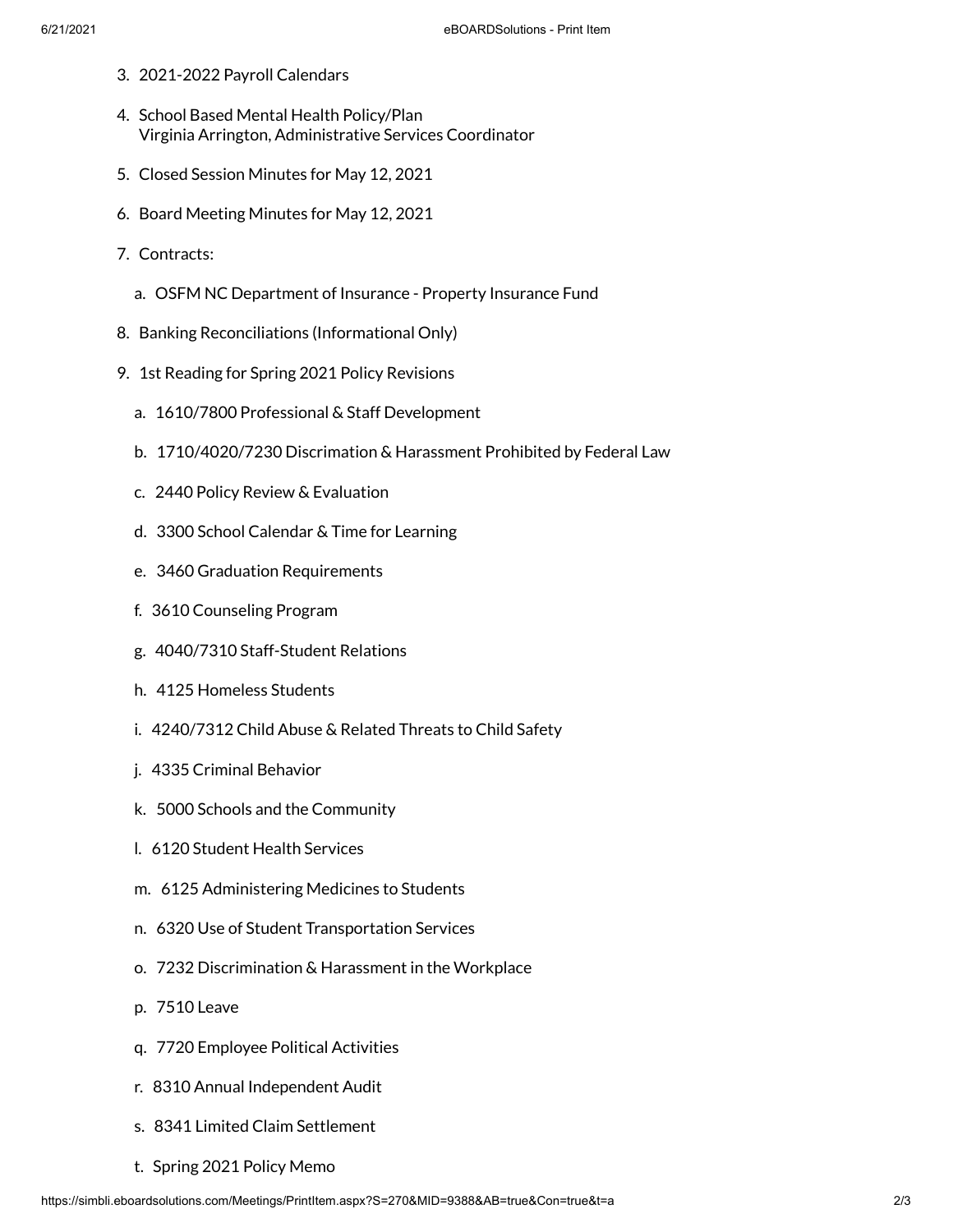3. 2021-2022 Payroll Calendars

4. School Based Mental Health Policy/Plan  
   Virginia Arrington, Administrative Services Coordinator

5. Closed Session Minutes for May 12, 2021

6. Board Meeting Minutes for May 12, 2021

7. Contracts:

   a. OSFM NC Department of Insurance - Property Insurance Fund

8. Banking Reconciliations (Informational Only)

9. 1st Reading for Spring 2021 Policy Revisions

   a. 1610/7800 Professional & Staff Development

   b. 1710/4020/7230 Discrimation & Harassment Prohibited by Federal Law

   c. 2440 Policy Review & Evaluation

   d. 3300 School Calendar & Time for Learning

   e. 3460 Graduation Requirements

   f. 3610 Counseling Program

   g. 4040/7310 Staff-Student Relations

   h. 4125 Homeless Students

   i. 4240/7312 Child Abuse & Related Threats to Child Safety

   j. 4335 Criminal Behavior

   k. 5000 Schools and the Community

   l. 6120 Student Health Services

   m. 6125 Administering Medicines to Students

   n. 6320 Use of Student Transportation Services

   o. 7232 Discrimination & Harassment in the Workplace

   p. 7510 Leave

   q. 7720 Employee Political Activities

   r. 8310 Annual Independent Audit

   s. 8341 Limited Claim Settlement

   t. Spring 2021 Policy Memo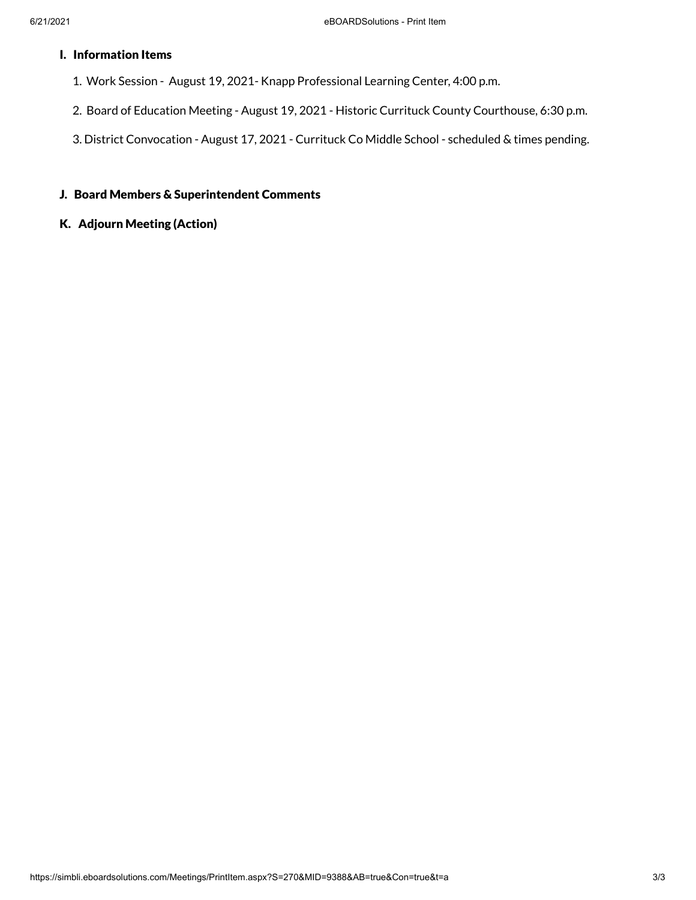## I. Information Items

1. Work Session - August 19, 2021- Knapp Professional Learning Center, 4:00 p.m.
2. Board of Education Meeting - August 19, 2021 - Historic Currituck County Courthouse, 6:30 p.m.
3. District Convocation - August 17, 2021 - Currituck Co Middle School - scheduled & times pending.

## J. Board Members & Superintendent Comments

## K. Adjourn Meeting (Action)